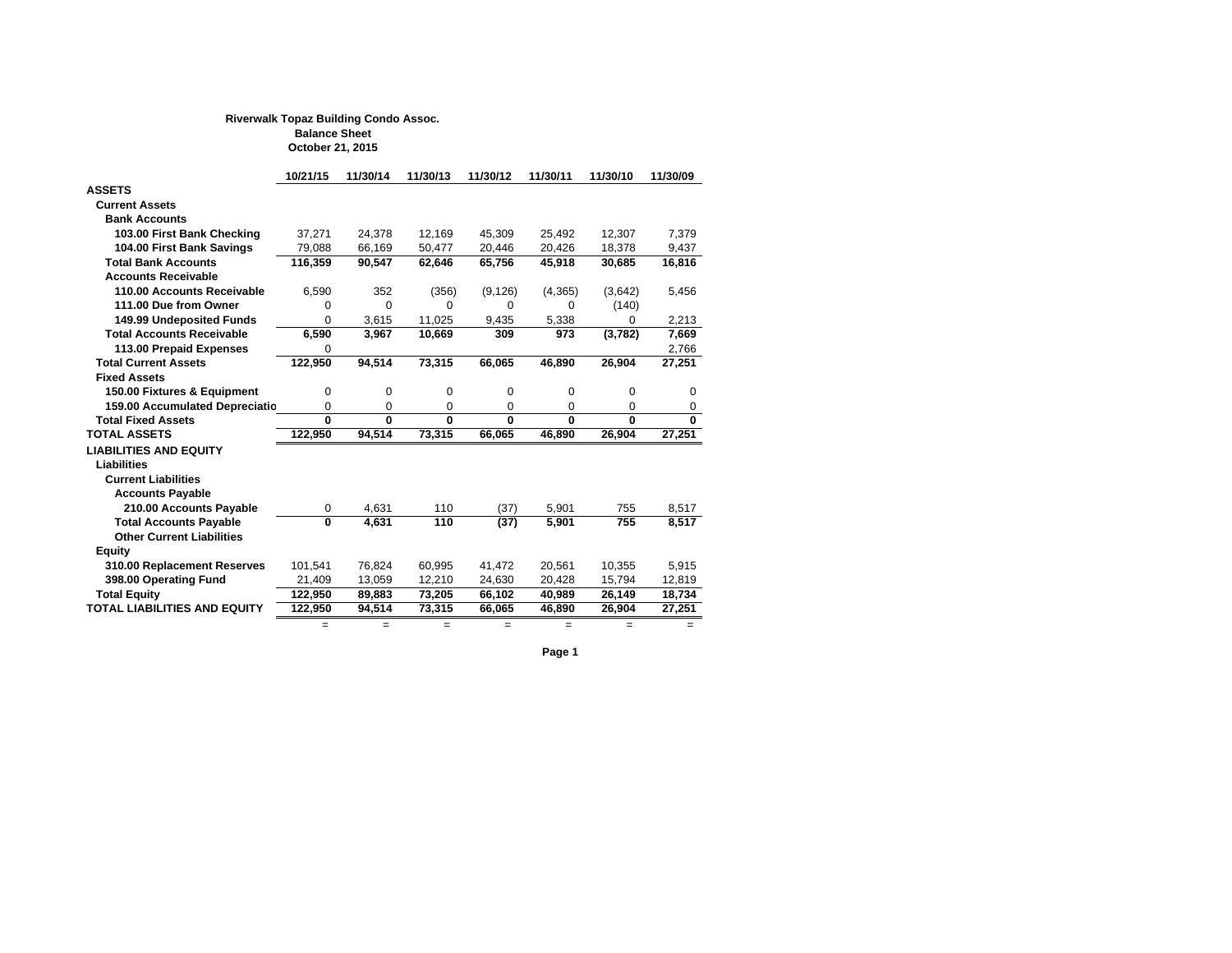**Riverwalk Topaz Building Condo Assoc.**
**Balance Sheet**
**October 21, 2015**

| | 10/21/15 | 11/30/14 | 11/30/13 | 11/30/12 | 11/30/11 | 11/30/10 | 11/30/09 |
|---|---|---|---|---|---|---|---|
| **ASSETS** | | | | | | | |
| **Current Assets** | | | | | | | |
| **Bank Accounts** | | | | | | | |
| **103.00 First Bank Checking** | 37,271 | 24,378 | 12,169 | 45,309 | 25,492 | 12,307 | 7,379 |
| **104.00 First Bank Savings** | 79,088 | 66,169 | 50,477 | 20,446 | 20,426 | 18,378 | 9,437 |
| **Total Bank Accounts** | **116,359** | **90,547** | **62,646** | **65,756** | **45,918** | **30,685** | **16,816** |
| **Accounts Receivable** | | | | | | | |
| **110.00 Accounts Receivable** | 6,590 | 352 | (356) | (9,126) | (4,365) | (3,642) | 5,456 |
| **111.00 Due from Owner** | 0 | 0 | 0 | 0 | 0 | (140) | |
| **149.99 Undeposited Funds** | 0 | 3,615 | 11,025 | 9,435 | 5,338 | 0 | 2,213 |
| **Total Accounts Receivable** | **6,590** | **3,967** | **10,669** | **309** | **973** | **(3,782)** | **7,669** |
| **113.00 Prepaid Expenses** | 0 | | | | | | 2,766 |
| **Total Current Assets** | **122,950** | **94,514** | **73,315** | **66,065** | **46,890** | **26,904** | **27,251** |
| **Fixed Assets** | | | | | | | |
| **150.00 Fixtures & Equipment** | 0 | 0 | 0 | 0 | 0 | 0 | 0 |
| **159.00 Accumulated Depreciatio** | 0 | 0 | 0 | 0 | 0 | 0 | 0 |
| **Total Fixed Assets** | **0** | **0** | **0** | **0** | **0** | **0** | **0** |
| **TOTAL ASSETS** | **122,950** | **94,514** | **73,315** | **66,065** | **46,890** | **26,904** | **27,251** |
| **LIABILITIES AND EQUITY** | | | | | | | |
| **Liabilities** | | | | | | | |
| **Current Liabilities** | | | | | | | |
| **Accounts Payable** | | | | | | | |
| **210.00 Accounts Payable** | 0 | 4,631 | 110 | (37) | 5,901 | 755 | 8,517 |
| **Total Accounts Payable** | **0** | **4,631** | **110** | **(37)** | **5,901** | **755** | **8,517** |
| **Other Current Liabilities** | | | | | | | |
| **Equity** | | | | | | | |
| **310.00 Replacement Reserves** | 101,541 | 76,824 | 60,995 | 41,472 | 20,561 | 10,355 | 5,915 |
| **398.00 Operating Fund** | 21,409 | 13,059 | 12,210 | 24,630 | 20,428 | 15,794 | 12,819 |
| **Total Equity** | **122,950** | **89,883** | **73,205** | **66,102** | **40,989** | **26,149** | **18,734** |
| **TOTAL LIABILITIES AND EQUITY** | **122,950** | **94,514** | **73,315** | **66,065** | **46,890** | **26,904** | **27,251** |
| | = | = | = | = | = | = | = |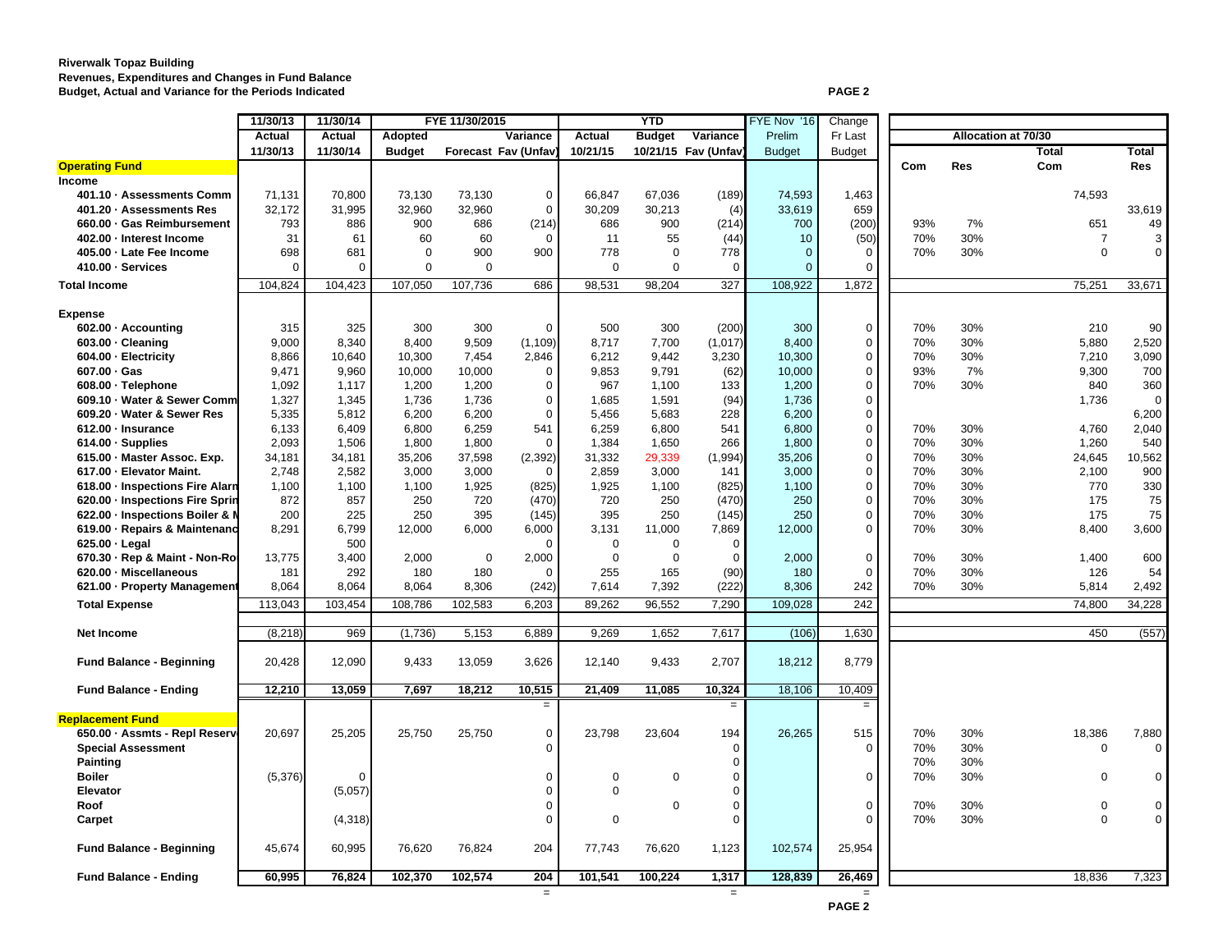**Riverwalk Topaz Building**
**Revenues, Expenditures and Changes in Fund Balance**
**Budget, Actual and Variance for the Periods Indicated**

| | 11/30/13 | 11/30/14 | FYE 11/30/2015 | | | YTD | | | FYE Nov '16 | Change | | | | |
|---|---|---|---|---|---|---|---|---|---|---|---|---|---|---|
| | Actual | Actual | Adopted | | Variance | Actual | Budget | Variance | Prelim | Fr Last | Allocation at 70/30 | | | |
| | 11/30/13 | 11/30/14 | Budget | Forecast | Fav (Unfav) | 10/21/15 | 10/21/15 | Fav (Unfav) | Budget | Budget | Com | Res | Total Com | Total Res |
| **Operating Fund** | | | | | | | | | | | | | | |
| **Income** | | | | | | | | | | | | | | |
| 401.10 · Assessments Comm | 71,131 | 70,800 | 73,130 | 73,130 | 0 | 66,847 | 67,036 | (189) | 74,593 | 1,463 | | | 74,593 | |
| 401.20 · Assessments Res | 32,172 | 31,995 | 32,960 | 32,960 | 0 | 30,209 | 30,213 | (4) | 33,619 | 659 | | | | 33,619 |
| 660.00 · Gas Reimbursement | 793 | 886 | 900 | 686 | (214) | 686 | 900 | (214) | 700 | (200) | 93% | 7% | 651 | 49 |
| 402.00 · Interest Income | 31 | 61 | 60 | 60 | 0 | 11 | 55 | (44) | 10 | (50) | 70% | 30% | 7 | 3 |
| 405.00 · Late Fee Income | 698 | 681 | 0 | 900 | 900 | 778 | 0 | 778 | 0 | 0 | 70% | 30% | 0 | 0 |
| 410.00 · Services | 0 | 0 | 0 | 0 | | 0 | 0 | 0 | 0 | 0 | | | | |
| **Total Income** | 104,824 | 104,423 | 107,050 | 107,736 | 686 | 98,531 | 98,204 | 327 | 108,922 | 1,872 | | | 75,251 | 33,671 |
| **Expense** | | | | | | | | | | | | | | |
| 602.00 · Accounting | 315 | 325 | 300 | 300 | 0 | 500 | 300 | (200) | 300 | 0 | 70% | 30% | 210 | 90 |
| 603.00 · Cleaning | 9,000 | 8,340 | 8,400 | 9,509 | (1,109) | 8,717 | 7,700 | (1,017) | 8,400 | 0 | 70% | 30% | 5,880 | 2,520 |
| 604.00 · Electricity | 8,866 | 10,640 | 10,300 | 7,454 | 2,846 | 6,212 | 9,442 | 3,230 | 10,300 | 0 | 70% | 30% | 7,210 | 3,090 |
| 607.00 · Gas | 9,471 | 9,960 | 10,000 | 10,000 | 0 | 9,853 | 9,791 | (62) | 10,000 | 0 | 93% | 7% | 9,300 | 700 |
| 608.00 · Telephone | 1,092 | 1,117 | 1,200 | 1,200 | 0 | 967 | 1,100 | 133 | 1,200 | 0 | 70% | 30% | 840 | 360 |
| 609.10 · Water & Sewer Comm | 1,327 | 1,345 | 1,736 | 1,736 | 0 | 1,685 | 1,591 | (94) | 1,736 | 0 | | | 1,736 | 0 |
| 609.20 · Water & Sewer Res | 5,335 | 5,812 | 6,200 | 6,200 | 0 | 5,456 | 5,683 | 228 | 6,200 | 0 | | | | 6,200 |
| 612.00 · Insurance | 6,133 | 6,409 | 6,800 | 6,259 | 541 | 6,259 | 6,800 | 541 | 6,800 | 0 | 70% | 30% | 4,760 | 2,040 |
| 614.00 · Supplies | 2,093 | 1,506 | 1,800 | 1,800 | 0 | 1,384 | 1,650 | 266 | 1,800 | 0 | 70% | 30% | 1,260 | 540 |
| 615.00 · Master Assoc. Exp. | 34,181 | 34,181 | 35,206 | 37,598 | (2,392) | 31,332 | 29,339 | (1,994) | 35,206 | 0 | 70% | 30% | 24,645 | 10,562 |
| 617.00 · Elevator Maint. | 2,748 | 2,582 | 3,000 | 3,000 | 0 | 2,859 | 3,000 | 141 | 3,000 | 0 | 70% | 30% | 2,100 | 900 |
| 618.00 · Inspections Fire Alarm | 1,100 | 1,100 | 1,100 | 1,925 | (825) | 1,925 | 1,100 | (825) | 1,100 | 0 | 70% | 30% | 770 | 330 |
| 620.00 · Inspections Fire Sprin | 872 | 857 | 250 | 720 | (470) | 720 | 250 | (470) | 250 | 0 | 70% | 30% | 175 | 75 |
| 622.00 · Inspections Boiler & M | 200 | 225 | 250 | 395 | (145) | 395 | 250 | (145) | 250 | 0 | 70% | 30% | 175 | 75 |
| 619.00 · Repairs & Maintenance | 8,291 | 6,799 | 12,000 | 6,000 | 6,000 | 3,131 | 11,000 | 7,869 | 12,000 | 0 | 70% | 30% | 8,400 | 3,600 |
| 625.00 · Legal | | 500 | | | 0 | 0 | 0 | 0 | | | | | | |
| 670.30 · Rep & Maint - Non-Ro | 13,775 | 3,400 | 2,000 | 0 | 2,000 | 0 | 0 | 0 | 2,000 | 0 | 70% | 30% | 1,400 | 600 |
| 620.00 · Miscellaneous | 181 | 292 | 180 | 180 | 0 | 255 | 165 | (90) | 180 | 0 | 70% | 30% | 126 | 54 |
| 621.00 · Property Management | 8,064 | 8,064 | 8,064 | 8,306 | (242) | 7,614 | 7,392 | (222) | 8,306 | 242 | 70% | 30% | 5,814 | 2,492 |
| **Total Expense** | 113,043 | 103,454 | 108,786 | 102,583 | 6,203 | 89,262 | 96,552 | 7,290 | 109,028 | 242 | | | 74,800 | 34,228 |
| **Net Income** | (8,218) | 969 | (1,736) | 5,153 | 6,889 | 9,269 | 1,652 | 7,617 | (106) | 1,630 | | | 450 | (557) |
| **Fund Balance - Beginning** | 20,428 | 12,090 | 9,433 | 13,059 | 3,626 | 12,140 | 9,433 | 2,707 | 18,212 | 8,779 | | | | |
| **Fund Balance - Ending** | 12,210 | 13,059 | 7,697 | 18,212 | 10,515 | 21,409 | 11,085 | 10,324 | 18,106 | 10,409 | | | | |
| **Replacement Fund** | | | | | | | | | | | | | | |
| 650.00 · Assmts - Repl Reserve | 20,697 | 25,205 | 25,750 | 25,750 | 0 | 23,798 | 23,604 | 194 | 26,265 | 515 | 70% | 30% | 18,386 | 7,880 |
| Special Assessment | | | | | 0 | | | 0 | | 0 | 70% | 30% | 0 | 0 |
| Painting | | | | | | | | 0 | | | 70% | 30% | | |
| Boiler | (5,376) | 0 | | | 0 | 0 | 0 | 0 | | 0 | 70% | 30% | 0 | 0 |
| Elevator | | (5,057) | | | 0 | 0 | | 0 | | | | | | |
| Roof | | | | | 0 | | 0 | 0 | | 0 | 70% | 30% | 0 | 0 |
| Carpet | | (4,318) | | | 0 | 0 | | 0 | | 0 | 70% | 30% | 0 | 0 |
| **Fund Balance - Beginning** | 45,674 | 60,995 | 76,620 | 76,824 | 204 | 77,743 | 76,620 | 1,123 | 102,574 | 25,954 | | | | |
| **Fund Balance - Ending** | 60,995 | 76,824 | 102,370 | 102,574 | 204 | 101,541 | 100,224 | 1,317 | 128,839 | 26,469 | | | 18,836 | 7,323 |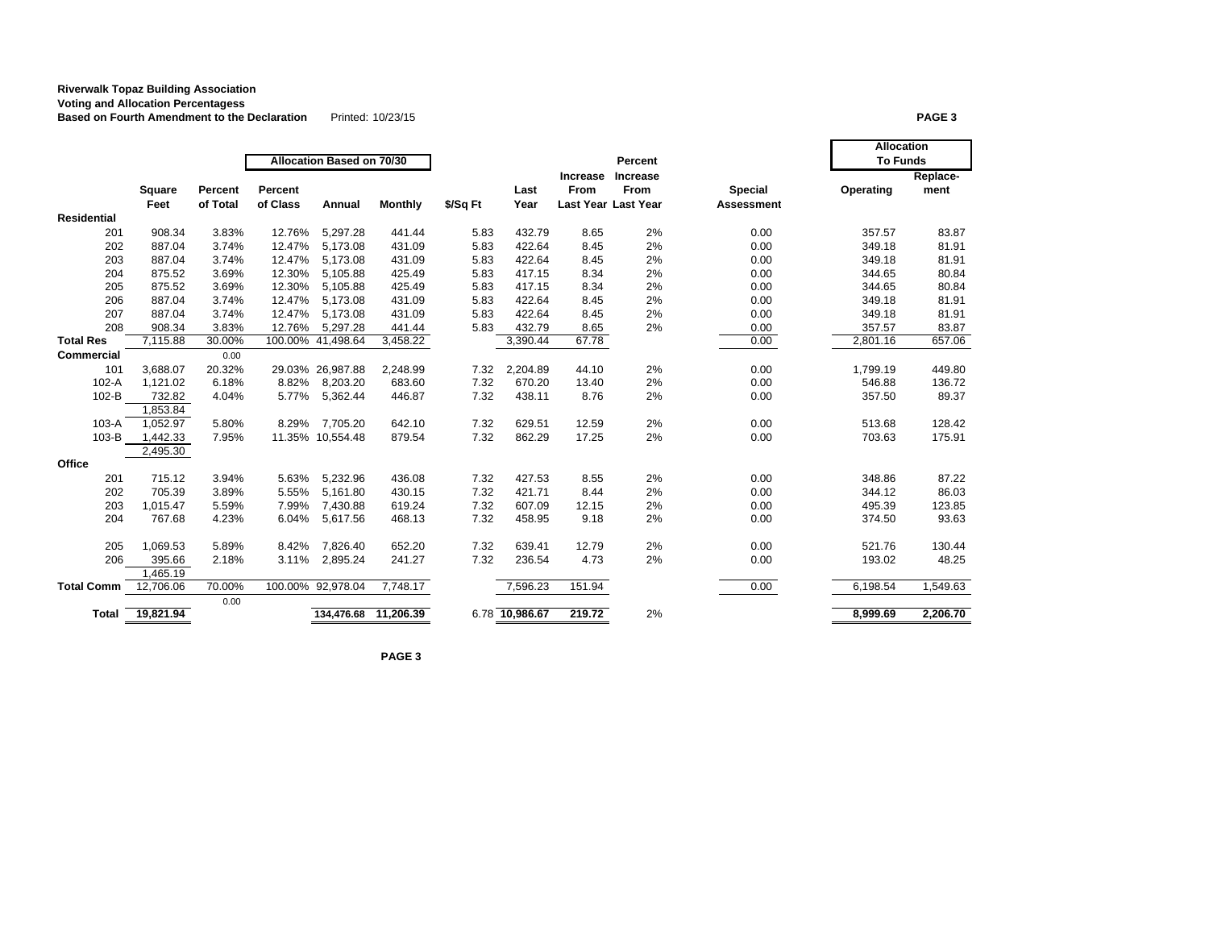**Riverwalk Topaz Building Association**
**Voting and Allocation Percentagess**
**Based on Fourth Amendment to the Declaration** Printed: 10/23/15

| | Square Feet | Percent of Total | Allocation Based on 70/30 Percent of Class | Annual | Monthly | $/Sq Ft | Last Year | Increase From Last Year | Percent Increase From Last Year | Special Assessment | Allocation To Funds Operating | Replace-ment |
|---|---|---|---|---|---|---|---|---|---|---|---|---|
| **Residential** | | | | | | | | | | | | |
| 201 | 908.34 | 3.83% | 12.76% | 5,297.28 | 441.44 | 5.83 | 432.79 | 8.65 | 2% | 0.00 | 357.57 | 83.87 |
| 202 | 887.04 | 3.74% | 12.47% | 5,173.08 | 431.09 | 5.83 | 422.64 | 8.45 | 2% | 0.00 | 349.18 | 81.91 |
| 203 | 887.04 | 3.74% | 12.47% | 5,173.08 | 431.09 | 5.83 | 422.64 | 8.45 | 2% | 0.00 | 349.18 | 81.91 |
| 204 | 875.52 | 3.69% | 12.30% | 5,105.88 | 425.49 | 5.83 | 417.15 | 8.34 | 2% | 0.00 | 344.65 | 80.84 |
| 205 | 875.52 | 3.69% | 12.30% | 5,105.88 | 425.49 | 5.83 | 417.15 | 8.34 | 2% | 0.00 | 344.65 | 80.84 |
| 206 | 887.04 | 3.74% | 12.47% | 5,173.08 | 431.09 | 5.83 | 422.64 | 8.45 | 2% | 0.00 | 349.18 | 81.91 |
| 207 | 887.04 | 3.74% | 12.47% | 5,173.08 | 431.09 | 5.83 | 422.64 | 8.45 | 2% | 0.00 | 349.18 | 81.91 |
| 208 | 908.34 | 3.83% | 12.76% | 5,297.28 | 441.44 | 5.83 | 432.79 | 8.65 | 2% | 0.00 | 357.57 | 83.87 |
| **Total Res** | 7,115.88 | 30.00% | 100.00% | 41,498.64 | 3,458.22 | | 3,390.44 | 67.78 | | 0.00 | 2,801.16 | 657.06 |
| **Commercial** | | 0.00 | | | | | | | | | | |
| 101 | 3,688.07 | 20.32% | 29.03% | 26,987.88 | 2,248.99 | 7.32 | 2,204.89 | 44.10 | 2% | 0.00 | 1,799.19 | 449.80 |
| 102-A | 1,121.02 | 6.18% | 8.82% | 8,203.20 | 683.60 | 7.32 | 670.20 | 13.40 | 2% | 0.00 | 546.88 | 136.72 |
| 102-B | 732.82 | 4.04% | 5.77% | 5,362.44 | 446.87 | 7.32 | 438.11 | 8.76 | 2% | 0.00 | 357.50 | 89.37 |
| | 1,853.84 | | | | | | | | | | | |
| 103-A | 1,052.97 | 5.80% | 8.29% | 7,705.20 | 642.10 | 7.32 | 629.51 | 12.59 | 2% | 0.00 | 513.68 | 128.42 |
| 103-B | 1,442.33 | 7.95% | 11.35% | 10,554.48 | 879.54 | 7.32 | 862.29 | 17.25 | 2% | 0.00 | 703.63 | 175.91 |
| | 2,495.30 | | | | | | | | | | | |
| **Office** | | | | | | | | | | | | |
| 201 | 715.12 | 3.94% | 5.63% | 5,232.96 | 436.08 | 7.32 | 427.53 | 8.55 | 2% | 0.00 | 348.86 | 87.22 |
| 202 | 705.39 | 3.89% | 5.55% | 5,161.80 | 430.15 | 7.32 | 421.71 | 8.44 | 2% | 0.00 | 344.12 | 86.03 |
| 203 | 1,015.47 | 5.59% | 7.99% | 7,430.88 | 619.24 | 7.32 | 607.09 | 12.15 | 2% | 0.00 | 495.39 | 123.85 |
| 204 | 767.68 | 4.23% | 6.04% | 5,617.56 | 468.13 | 7.32 | 458.95 | 9.18 | 2% | 0.00 | 374.50 | 93.63 |
| 205 | 1,069.53 | 5.89% | 8.42% | 7,826.40 | 652.20 | 7.32 | 639.41 | 12.79 | 2% | 0.00 | 521.76 | 130.44 |
| 206 | 395.66 | 2.18% | 3.11% | 2,895.24 | 241.27 | 7.32 | 236.54 | 4.73 | 2% | 0.00 | 193.02 | 48.25 |
| | 1,465.19 | | | | | | | | | | | |
| **Total Comm** | 12,706.06 | 70.00% | 100.00% | 92,978.04 | 7,748.17 | | 7,596.23 | 151.94 | | 0.00 | 6,198.54 | 1,549.63 |
| | | 0.00 | | | | | | | | | | |
| **Total** | **19,821.94** | | | **134,476.68** | **11,206.39** | 6.78 | **10,986.67** | **219.72** | 2% | | **8,999.69** | **2,206.70** |